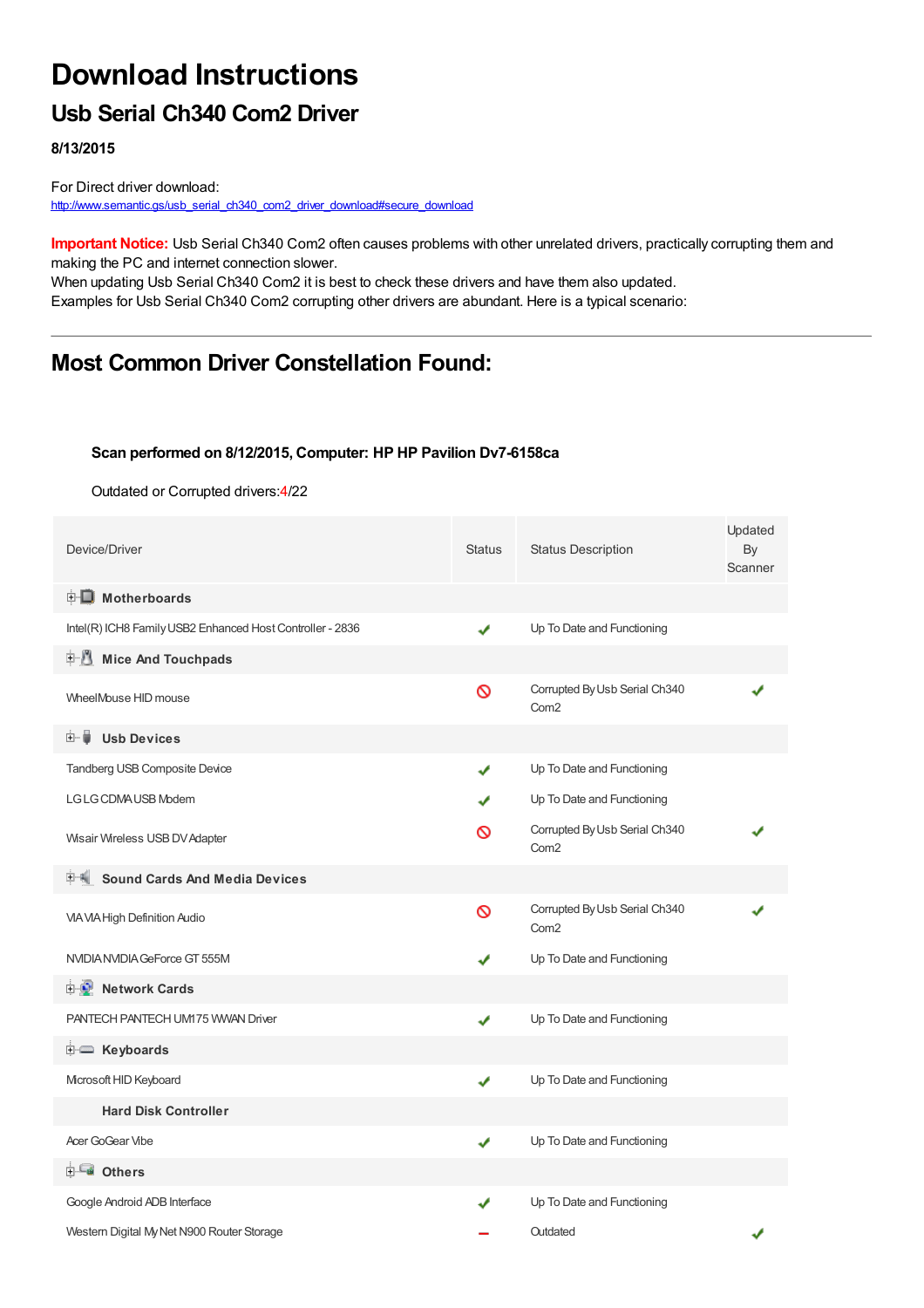# Download Instructions

## Usb Serial Ch340 Com2 Driver

**8/13/2015**

For Direct driver download:
http://www.semantic.gs/usb_serial_ch340_com2_driver_download#secure_download

**Important Notice:** Usb Serial Ch340 Com2 often causes problems with other unrelated drivers, practically corrupting them and making the PC and internet connection slower.
When updating Usb Serial Ch340 Com2 it is best to check these drivers and have them also updated.
Examples for Usb Serial Ch340 Com2 corrupting other drivers are abundant. Here is a typical scenario:

---

## Most Common Driver Constellation Found:

**Scan performed on 8/12/2015, Computer: HP HP Pavilion Dv7-6158ca**

Outdated or Corrupted drivers:4/22

| Device/Driver | Status | Status Description | Updated By Scanner |
|---|---|---|---|
| **Motherboards** | | | |
| Intel(R) ICH8 Family USB2 Enhanced Host Controller - 2836 | ✔ | Up To Date and Functioning | |
| **Mice And Touchpads** | | | |
| WheelMouse HID mouse | ⊘ | Corrupted By Usb Serial Ch340 Com2 | ✔ |
| **Usb Devices** | | | |
| Tandberg USB Composite Device | ✔ | Up To Date and Functioning | |
| LG LG CDMA USB Modem | ✔ | Up To Date and Functioning | |
| Wisair Wireless USB DV Adapter | ⊘ | Corrupted By Usb Serial Ch340 Com2 | ✔ |
| **Sound Cards And Media Devices** | | | |
| VIA VIA High Definition Audio | ⊘ | Corrupted By Usb Serial Ch340 Com2 | ✔ |
| NVIDIA NVIDIA GeForce GT 555M | ✔ | Up To Date and Functioning | |
| **Network Cards** | | | |
| PANTECH PANTECH UM175 WWAN Driver | ✔ | Up To Date and Functioning | |
| **Keyboards** | | | |
| Microsoft HID Keyboard | ✔ | Up To Date and Functioning | |
| **Hard Disk Controller** | | | |
| Acer GoGear Vibe | ✔ | Up To Date and Functioning | |
| **Others** | | | |
| Google Android ADB Interface | ✔ | Up To Date and Functioning | |
| Western Digital My Net N900 Router Storage | – | Outdated | ✔ |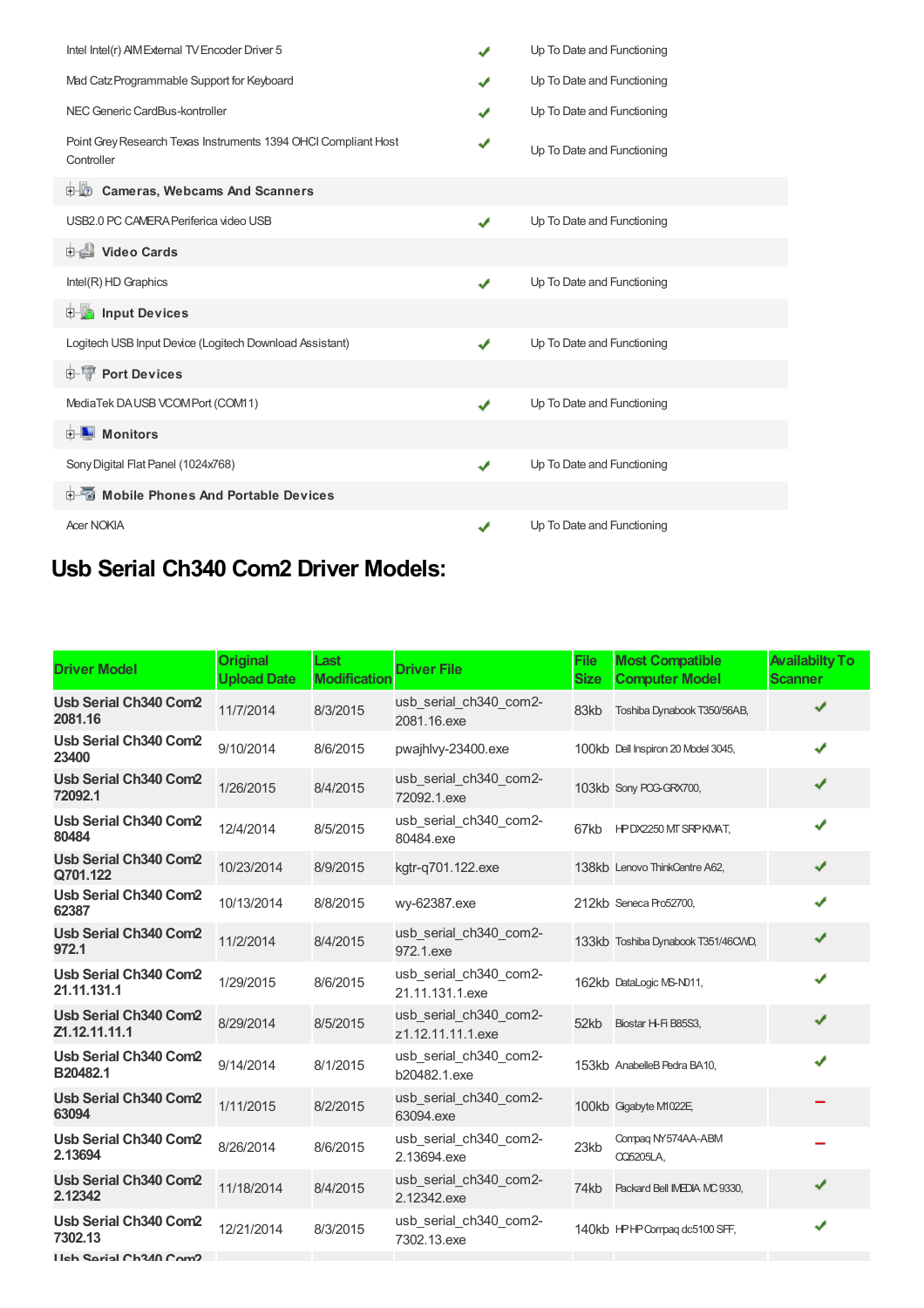| | | |
|---|---|---|
| Intel Intel(r) AIM External TV Encoder Driver 5 | ✔ | Up To Date and Functioning |
| Mad Catz Programmable Support for Keyboard | ✔ | Up To Date and Functioning |
| NEC Generic CardBus-kontroller | ✔ | Up To Date and Functioning |
| Point Grey Research Texas Instruments 1394 OHCI Compliant Host Controller | ✔ | Up To Date and Functioning |
| **Cameras, Webcams And Scanners** | | |
| USB2.0 PC CAMERA Periferica video USB | ✔ | Up To Date and Functioning |
| **Video Cards** | | |
| Intel(R) HD Graphics | ✔ | Up To Date and Functioning |
| **Input Devices** | | |
| Logitech USB Input Device (Logitech Download Assistant) | ✔ | Up To Date and Functioning |
| **Port Devices** | | |
| MediaTek DA USB VCOM Port (COM11) | ✔ | Up To Date and Functioning |
| **Monitors** | | |
| Sony Digital Flat Panel (1024x768) | ✔ | Up To Date and Functioning |
| **Mobile Phones And Portable Devices** | | |
| Acer NOKIA | ✔ | Up To Date and Functioning |

## Usb Serial Ch340 Com2 Driver Models:

| Driver Model | Original Upload Date | Last Modification | Driver File | File Size | Most Compatible Computer Model | Availabilty To Scanner |
|---|---|---|---|---|---|---|
| **Usb Serial Ch340 Com2 2081.16** | 11/7/2014 | 8/3/2015 | usb_serial_ch340_com2-2081.16.exe | 83kb | Toshiba Dynabook T350/56AB, | ✔ |
| **Usb Serial Ch340 Com2 23400** | 9/10/2014 | 8/6/2015 | pwajhlvy-23400.exe | 100kb | Dell Inspiron 20 Model 3045, | ✔ |
| **Usb Serial Ch340 Com2 72092.1** | 1/26/2015 | 8/4/2015 | usb_serial_ch340_com2-72092.1.exe | 103kb | Sony PCG-GRX700, | ✔ |
| **Usb Serial Ch340 Com2 80484** | 12/4/2014 | 8/5/2015 | usb_serial_ch340_com2-80484.exe | 67kb | HP DX2250 MT SRP KMAT, | ✔ |
| **Usb Serial Ch340 Com2 Q701.122** | 10/23/2014 | 8/9/2015 | kgtr-q701.122.exe | 138kb | Lenovo ThinkCentre A62, | ✔ |
| **Usb Serial Ch340 Com2 62387** | 10/13/2014 | 8/8/2015 | wy-62387.exe | 212kb | Seneca Pro52700, | ✔ |
| **Usb Serial Ch340 Com2 972.1** | 11/2/2014 | 8/4/2015 | usb_serial_ch340_com2-972.1.exe | 133kb | Toshiba Dynabook T351/46CWD, | ✔ |
| **Usb Serial Ch340 Com2 21.11.131.1** | 1/29/2015 | 8/6/2015 | usb_serial_ch340_com2-21.11.131.1.exe | 162kb | DataLogic MS-N011, | ✔ |
| **Usb Serial Ch340 Com2 Z1.12.11.11.1** | 8/29/2014 | 8/5/2015 | usb_serial_ch340_com2-z1.12.11.11.1.exe | 52kb | Biostar Hi-Fi B85S3, | ✔ |
| **Usb Serial Ch340 Com2 B20482.1** | 9/14/2014 | 8/1/2015 | usb_serial_ch340_com2-b20482.1.exe | 153kb | AnabelleB Pedra BA10, | ✔ |
| **Usb Serial Ch340 Com2 63094** | 1/11/2015 | 8/2/2015 | usb_serial_ch340_com2-63094.exe | 100kb | Gigabyte M1022E, | – |
| **Usb Serial Ch340 Com2 2.13694** | 8/26/2014 | 8/6/2015 | usb_serial_ch340_com2-2.13694.exe | 23kb | Compaq NY574AA-ABM CQ5205LA, | – |
| **Usb Serial Ch340 Com2 2.12342** | 11/18/2014 | 8/4/2015 | usb_serial_ch340_com2-2.12342.exe | 74kb | Packard Bell IMEDIA MC 9330, | ✔ |
| **Usb Serial Ch340 Com2 7302.13** | 12/21/2014 | 8/3/2015 | usb_serial_ch340_com2-7302.13.exe | 140kb | HP HP Compaq dc5100 SFF, | ✔ |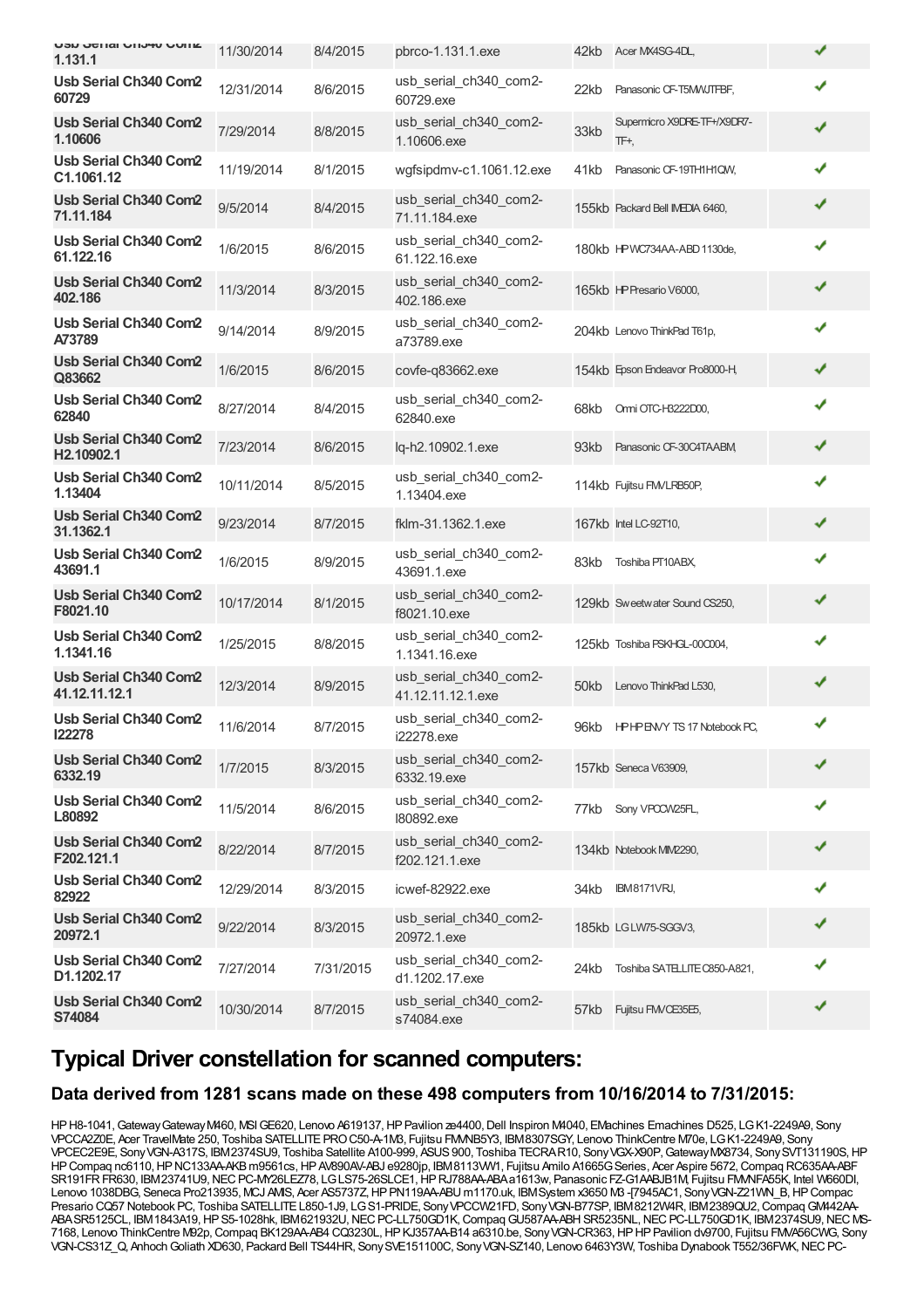| | | | | | | |
|---|---|---|---|---|---|---|
| Usb Serial Ch340 Com2 1.131.1 | 11/30/2014 | 8/4/2015 | pbrco-1.131.1.exe | 42kb | Acer MX4SG-4DL, | ✔ |
| Usb Serial Ch340 Com2 60729 | 12/31/2014 | 8/6/2015 | usb_serial_ch340_com2-60729.exe | 22kb | Panasonic CF-T5MWJTFBF, | ✔ |
| Usb Serial Ch340 Com2 1.10606 | 7/29/2014 | 8/8/2015 | usb_serial_ch340_com2-1.10606.exe | 33kb | Supermicro X9DRE-TF+/X9DR7-TF+, | ✔ |
| Usb Serial Ch340 Com2 C1.1061.12 | 11/19/2014 | 8/1/2015 | wgfsipdmv-c1.1061.12.exe | 41kb | Panasonic CF-19TH1H1QW, | ✔ |
| Usb Serial Ch340 Com2 71.11.184 | 9/5/2014 | 8/4/2015 | usb_serial_ch340_com2-71.11.184.exe | 155kb | Packard Bell IMEDIA 6460, | ✔ |
| Usb Serial Ch340 Com2 61.122.16 | 1/6/2015 | 8/6/2015 | usb_serial_ch340_com2-61.122.16.exe | 180kb | HP WC734AA-ABD 1130de, | ✔ |
| Usb Serial Ch340 Com2 402.186 | 11/3/2014 | 8/3/2015 | usb_serial_ch340_com2-402.186.exe | 165kb | HP Presario V6000, | ✔ |
| Usb Serial Ch340 Com2 A73789 | 9/14/2014 | 8/9/2015 | usb_serial_ch340_com2-a73789.exe | 204kb | Lenovo ThinkPad T61p, | ✔ |
| Usb Serial Ch340 Com2 Q83662 | 1/6/2015 | 8/6/2015 | covfe-q83662.exe | 154kb | Epson Endeavor Pro8000-H, | ✔ |
| Usb Serial Ch340 Com2 62840 | 8/27/2014 | 8/4/2015 | usb_serial_ch340_com2-62840.exe | 68kb | Ormi OTC-H3222D00, | ✔ |
| Usb Serial Ch340 Com2 H2.10902.1 | 7/23/2014 | 8/6/2015 | lq-h2.10902.1.exe | 93kb | Panasonic CF-30C4TAABM, | ✔ |
| Usb Serial Ch340 Com2 1.13404 | 10/11/2014 | 8/5/2015 | usb_serial_ch340_com2-1.13404.exe | 114kb | Fujitsu FMVLRB50P, | ✔ |
| Usb Serial Ch340 Com2 31.1362.1 | 9/23/2014 | 8/7/2015 | fklm-31.1362.1.exe | 167kb | Intel LC-92T10, | ✔ |
| Usb Serial Ch340 Com2 43691.1 | 1/6/2015 | 8/9/2015 | usb_serial_ch340_com2-43691.1.exe | 83kb | Toshiba PT10ABX, | ✔ |
| Usb Serial Ch340 Com2 F8021.10 | 10/17/2014 | 8/1/2015 | usb_serial_ch340_com2-f8021.10.exe | 129kb | Sweetwater Sound CS250, | ✔ |
| Usb Serial Ch340 Com2 1.1341.16 | 1/25/2015 | 8/8/2015 | usb_serial_ch340_com2-1.1341.16.exe | 125kb | Toshiba PSKHGL-00C004, | ✔ |
| Usb Serial Ch340 Com2 41.12.11.12.1 | 12/3/2014 | 8/9/2015 | usb_serial_ch340_com2-41.12.11.12.1.exe | 50kb | Lenovo ThinkPad L530, | ✔ |
| Usb Serial Ch340 Com2 I22278 | 11/6/2014 | 8/7/2015 | usb_serial_ch340_com2-i22278.exe | 96kb | HP HP ENVY TS 17 Notebook PC, | ✔ |
| Usb Serial Ch340 Com2 6332.19 | 1/7/2015 | 8/3/2015 | usb_serial_ch340_com2-6332.19.exe | 157kb | Seneca V63909, | ✔ |
| Usb Serial Ch340 Com2 L80892 | 11/5/2014 | 8/6/2015 | usb_serial_ch340_com2-l80892.exe | 77kb | Sony VPCCW25FL, | ✔ |
| Usb Serial Ch340 Com2 F202.121.1 | 8/22/2014 | 8/7/2015 | usb_serial_ch340_com2-f202.121.1.exe | 134kb | Notebook MIM2290, | ✔ |
| Usb Serial Ch340 Com2 82922 | 12/29/2014 | 8/3/2015 | icwef-82922.exe | 34kb | IBM8171VRJ, | ✔ |
| Usb Serial Ch340 Com2 20972.1 | 9/22/2014 | 8/3/2015 | usb_serial_ch340_com2-20972.1.exe | 185kb | LG LW75-SGGV3, | ✔ |
| Usb Serial Ch340 Com2 D1.1202.17 | 7/27/2014 | 7/31/2015 | usb_serial_ch340_com2-d1.1202.17.exe | 24kb | Toshiba SATELLITE C850-A821, | ✔ |
| Usb Serial Ch340 Com2 S74084 | 10/30/2014 | 8/7/2015 | usb_serial_ch340_com2-s74084.exe | 57kb | Fujitsu FMVCE35E5, | ✔ |

## Typical Driver constellation for scanned computers:

### Data derived from 1281 scans made on these 498 computers from 10/16/2014 to 7/31/2015:

HP H8-1041, Gateway Gateway M460, MSI GE620, Lenovo A619137, HP Pavilion ze4400, Dell Inspiron M4040, EMachines Emachines D525, LG K1-2249A9, Sony VPCCA2Z0E, Acer TravelMate 250, Toshiba SATELLITE PRO C50-A-1M3, Fujitsu FMVNB5Y3, IBM8307SGY, Lenovo ThinkCentre M70e, LG K1-2249A9, Sony VPCEC2E9E, Sony VGN-A317S, IBM2374SU9, Toshiba Satellite A100-999, ASUS 900, Toshiba TECRA R10, Sony VGX-X90P, Gateway MX8734, Sony SVT131190S, HP HP Compaq nc6110, HP NC133AA-AKB m9561cs, HP AV890AV-ABJ e9280jp, IBM8113WW1, Fujitsu Amilo A1665G Series, Acer Aspire 5672, Compaq RC635AA-ABF SR191FR F630, IBM23741U9, NEC PC-MY26LEZ78, LG LS75-26SLCE1, HP RJ788AA-ABA a1613w, Panasonic FZ-G1AABJB1M, Fujitsu FMVNFA55K, Intel W660DI, Lenovo 1038DBG, Seneca Pro213935, MCJ AMS, Acer AS5737Z, HP PN119AA-ABU m1170.uk, IBM System x3650 M3 -[7945AC1, Sony VGN-Z21WN_B, HP Compac Presario CQ57 Notebook PC, Toshiba SATELLITE L850-1J9, LG S1-PRIDE, Sony VPCCW21FD, Sony VGN-B77SP, IBM8212W4R, IBM2389QU2, Compaq GM442AA-ABA SR5125CL, IBM1843A19, HP S5-1028hk, IBM621932U, NEC PC-LL750GD1K, Compaq GU587AA-ABH SR5235NL, NEC PC-LL750GD1K, IBM2374SU9, NEC MS-7168, Lenovo ThinkCentre M92p, Compaq BK129AA-AB4 CQ3230L, HP KJ357AA-B14 a6310.be, Sony VGN-CR363, HP HP Pavilion dv9700, Fujitsu FMVA56CWG, Sony VGN-CS31Z_Q, Anhoch Goliath XD630, Packard Bell TS44HR, Sony SVE151100C, Sony VGN-SZ140, Lenovo 6463Y3W, Toshiba Dynabook T552/36FWK, NEC PC-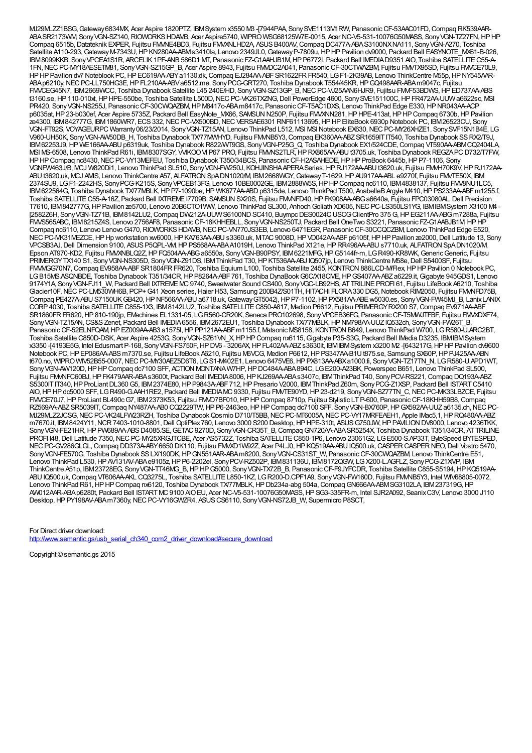MJ29MLZZ1BSG, Gateway 6834MX, Acer Aspire 1820PTZ, IBM System x3550 M3 -[7944PAA, Sony SVE1113M1RW, Panasonic CF-53AAC01FD, Compaq RK539AAR-ABA SR2173WM, Sony VGN-SZ140, RIOWORKS HDAMB, Acer Aspire5740, WIPRO WSG68125W7E-0015, Acer NC-V5-531-10076G50MASS, Sony VGN-TZ27FN, HP HP Compaq 6515b, Datateknik EXPER, Fujitsu FMVNE4BD3, Fujitsu FMVXNLHD2A, ASUS B400AV, Compaq DC477A-ABA S3100NX NA111, Sony VGN-A270, Toshiba Satellite A110-293, Gateway M-7343U, HP KN280AA-ABM s3410la, Lenovo 2349JL0, Gateway P-7809u, HP HP Pavilion dv9000, Packard Bell EASYNOTE_MX61-B-026, IBM 8099KKB, Sony VPCEA1S1R, ARCELIK 1PF-ANB 586D1 MT, Panasonic FZ-G1AAHJB1M, HP P6772l, Packard Bell IMEDIA D9351 AIO, Toshiba SATELLITE C55-A-1FN, NEC PC-MY18AESETM81, Sony VGN-SZ15GP_B, Acer Aspire 8943, Fujitsu FMVDC2A041, Panasonic CF-30CTWAZBM, Fujitsu FMVTX95SD, Fujitsu FMVCE70L9, HP HP Pavilion dv7 Noteblook PC, HP EC619AA-ABY a1130.dk, Compaq EJ284AA-ABF SR1622FR FR540, LG F1-2K39AB, Lenovo ThinkCentre M55p, HP NY545AAR-ABA p6210y, NEC PC-LL750HG3E, HP FL210AA-ABV a6512.me, Sony PCG-GRT270, Toshiba Dynabook T554/45KR, HP GQ498AAR-ABA m9047c, Fujitsu FMVCEG45N7, IBM 2669WCC, Toshiba Dynabook Satellite L45 240E/HD, Sony VGN-SZ13GP_B, NEC PC-VJ25AAN6HJR9, Fujitsu FMVF53BDWS, HP ED737AA-ABS t3160.se, HP 110-010xt, HP HPE-550be, Toshiba Satellite L500D, NEC PC-VK26TXZNG, Dell PowerEdge 4600, Sony SVE151100C, HP FR472AA-UUW a6622sc, MSI PR420, Sony VGN-NS255J, Panasonic CF-30CWQAZBM, HP M8417c-ABA m8417c, Panasonic CF-T5AC1DXS, Lenovo ThinkPad Edge E330, HP NR043AA-ACP p6035at, HP 23-b030ef, Acer Aspire 5735Z, Packard Bell EasyNote_MX66, SAMSUN N250P, Fujitsu FMVXNN281, HP HPE-413at, HP HP Compaq 6730b, HP Pavilion ze4300, IBM 842777G, IBM 1860WR7, ECS 332, NEC PC-VX500BD, NEC VERSAE6301 RNF61113695, HP HP EliteBook 6930p Notebook PC, IBM 26523CU, Sony VGN-FT92S, VOYAGEURPC Warranty 06/23/2014, Sony VGN-TZ15AN, Lenovo ThinkPad L512, MSI MSI Notebook EX630, NEC PC-MY26XHZE1, Sony SVF15N1B4E, LG V960-UH50K, Sony VGN-AW50DB_H, Toshiba Dynabook TX/77MWHYD, Fujitsu FMVNB5Y3, Compaq EK360AA-ABZ SR1659IT IT540, Toshiba Dynabook SS RX2/T9J, IBM 62253J9, HP WE166AA-ABU p6319uk, Toshiba Dynabook R822/WT9GS, Sony VGN-P25G_Q, Toshiba Dynabook EX1/524CDE, Compaq VT590AA-ABM CQ2404LA, MSI MS-6508, Lenovo ThinkPad R61i, IBM 8307SGY, VVIKOO VI P67 PRO, Fujitsu FMVNS2TLR, HP RX865AA-ABU t3705.uk, Toshiba Dynabook REGZA PC D732/T7FW, HP HP Compaq nc8430, NEC PC-VY13MEFEU, Toshiba Dynabook T350/34BCS, Panasonic CF-H2ASAHEDE, HP HP ProBook 6445b, HP P7-1106, Sony VGNFW463J/B, MCJ W820Di1, Lenovo ThinkPad SL510, Sony VGN-FW250J, KOHJINSHA APERA Series, HP RJ172AA-ABU t3620.uk, Fujitsu FMVH70K9V, HP RJ172AA-ABU t3620.uk, MCJ AMIS, Lenovo ThinkCentre A57, ALFATRON SpA DN1020/M, IBM 2668WGY, Gateway T-1629, HP AU917AA-ABL e9270f, Fujitsu FMVTE50X, IBM 2374SU9, LG F1-2242HS, Sony PCG-K215S, Sony VPCEB13FG, Lenovo 10BE0002GE, IBM 2888W5S, HP HP Compaq nc6110, IBM 4838137, Fujitsu FMVBN1LC5, IBM 622564G, Toshiba Dynabook TX/77MBLK, HP P7-1090be, HP WK677AA-ABD p6315de, Lenovo ThinkPad T500, AnabelleB Argyle M410, HP PS233AA-ABF m1255.f, Toshiba SATELLITE C55-A-16Z, Packard Bell IXTREME I7709B, SAMSUN SX20S, Fujitsu FMVNFD40, HP FK908AA-ABG a6640a, Fujitsu FPC03080AL, Dell Precision T7610, IBM 842777G, HP Pavilion ze5700, Lenovo 20B6CTO1WW, Lenovo ThinkPad SL300, Anhoch Goliath XD605, NEC PC-LS350LS1YG, IBM IBM System X3100 M4 -[2582Z6H, Sony VGN-TZ71B, IBM 8142LU2, Compaq DW212A-UUW S6100ND SC410, Buympc DES0024C USCG ClientPro 375 G, HP EG211AA-ABG m7288a, Fujitsu FMVS565ABC, IBM 8215Z4S, Lenovo 2756AF8, Panasonic CF-18KHHEBLL, Sony VGN-NS250TJ, Packard Bell OneTwo S3221, Panasonic FZ-G1AABJB1M, HP HP Compaq nc6110, Lenovo Lenovo G470, RIOWORKS HDAMB, Sony VGN-NS305D, Sony VGN-Z91DS, IBM ThinkPad T30, HP KT536AA-ABJ IQ507jp, Lenovo ThinkCentre M58e, Dell S5400SF, Fujitsu FMVMGG70N7, Compaq EV958AA-ABF SR1804FR FR620, Toshiba Equium L100, Toshiba Satellite 2455, KONTRON 886LCD-M/Flex, HP HP Pavilion 0 Notebook PC, LG B15MS.ASQNBDE, Toshiba Dynabook T351/34CR, HP P8264A-ABF 761, Toshiba DynaBook G6C/X18CME, HP GS407AA-ABZ a6229.it, Gigabyte 945GDS1, Lenovo 9174Y1A, Sony VGN-FJ11_W, Packard Bell IXTREME MC 9740, Sweetwater Sound CS400, Sony VGC-LB92HS, AT TRILINE PROFI 61, Fujitsu LifeBook A6210, Toshiba Glacier10F, NEC PC-LM530WH6B, PCP+ G41 Xeon series, Haier H53, Samsung 200B4Z/S01TH, HITACHI FLORA 330 DG5, Notebook RIM2050, Fujitsu FMVNFD75B, Compaq PE427A-ABU S7150UK GB420, HP NF566AA-ABU a6718.uk, Gateway GT5042j, HP P7-1102, HP PX581AA-ABE w5030.es, Sony VGN-FW45MJ_B, Lanix LANIX CORP 4030, Toshiba SATELLITE C855-1X3, IBM 8142LU2, Toshiba SATELLITE C850-A817, Medion P6612, Fujitsu PRIMERGY RX200 S7, Compaq EV971AA-ABF SR1860FR FR620, HP 810-190jp, EMachines EL1331-05, LG R560-CR20K, Seneca PRO102698, Sony VPCEB36FG, Panasonic CF-T5MWJTFBF, Fujitsu FMVXDXF74, Sony VGN-TZ15AN, CS&S Zenet, Packard Bell IMEDIA 6556, IBM 2672EU1, Toshiba Dynabook TX/77MBLK, HP NM798AA-UUZ IQ532ch, Sony VGN-FW26T_B, Panasonic CF-52ELNFQAM, HP EZ009AA-AB3 a1575l, HP PP121AA-ABF m1155.f, Matsonic MS8158, KONTRON B649, Lenovo ThinkPad W700, LG R580-U.ARC2BT, Toshiba Satellite C850D-DSK, Acer Aspire 4253G, Sony VGN-SZ61VN_X, HP HP Compaq nx6115, Gigabyte P35-S3G, Packard Bell IMedia D3235, IBM IBM System x3350 -[4193E5G, Intel Edusmart P-168, Sony VGN-FS750F, HP DV6 - 3206AX, HP FL402AA-ABZ s3630it, IBM IBM System x3200 M2 -[643217G, HP HP Pavilion dv9600 Notebook PC, HP EP086AA-ABS m7370.se, Fujitsu LifeBook A6210, Fujitsu M6VCG, Medion P6612, HP PS347AA-B1U t875.se, Samsung SX60P, HP PJ425AA-ABN t670.no, WIPRO WIV52B55-0007, NEC PC-MY30AEZ5D6T6, LG S1-M402E1, Lenovo 6475VE6, HP PX813AA-ABX a1000.fi, Sony VGN-TZ17TN_N, LG R580-U.APD1WT, Sony VGN-AW120D, HP HP Compaq dc7100 SFF, ACTION MONTANA W7HP, HP DC484A-ABA 894C, LG E200-A23BK, Powerspec B651, Lenovo ThinkPad SL500, Fujitsu FMVNFC60BJ, HP FK479AAR-ABA s3600t, Packard Bell IMEDIA 8006, HP KJ269AA-ABA s3407c, IBM ThinkPad T40, Sony PCV-RS221, Compaq DQ193A-ABZ S5300IT IT340, HP ProLiant DL360 G5, IBM 2374E80, HP P9843A-ABF 712, HP Presario V2000, IBM ThinkPad Z60m, Sony PCG-Z1XSP, Packard Bell ISTART C5410 AIO, HP HP dc5000 SFF, LG R490-G.AAH1RE2, Packard Bell IMEDIA MC 9330, Fujitsu FMVTE90YD, HP 23-d219, Sony VGN-SZ77TN_C, NEC PC-MK33LBZCE, Fujitsu FMVCE70J7, HP ProLiant BL490c G7, IBM 2373K53, Fujitsu FMVD7BF010, HP HP Compaq 8710p, Fujitsu Stylistic LT P-600, Panasonic CF-18KHH59B8, Compaq RZ569AA-ABZ SR5039IT, Compaq NY487AA-AB0 CQ2229TW, HP P6-2463eo, HP HP Compaq dc7100 SFF, Sony VGN-BX760P, HP GX592AA-UUZ a6135.ch, NEC PC-MJ29MLZ2JCSG, NEC PC-VK24LFW23RZH, Toshiba Dynabook Qosmio D710/T5BB, NEC PC-MT6005A, NEC PC-VY17MRFEAEH1, Apple IMac5,1, HP RQ480AA-ABZ m7670.it, IBM 8424Y11, NCR 7403-1010-8801, Dell OptiPlex 760, Lenovo 3000 S200 Desktop, HP HPE-310t, ASUS G750JW, HP PAVILION DV8000, Lenovo 4236TKK, Sony VGN-FE21HR, HP PW689AA-ABS D4085.SE, GETAC 9270D, Sony VGN-CR35T_B, Compaq GN720AA-ABA SR5254X, Toshiba Dynabook T351/34CR, AT TRILINE PROFI I48, Dell Latitude 7350, NEC PC-MY25XRGJTCBE, Acer AS5732Z, Toshiba SATELLITE C850-1P6, Lenovo 23061G2, LG E500-S.AP33T, ByteSpeed BYTESPED, NEC PC-GV286GLGL, Compaq DD373A-ABY 6650 DK110, Fujitsu FMVXD1W92Z, Acer P4LJ0, HP KQ519AA-ABU IQ500.uk, CASPER CASPER NEO, Dell Vostro 5470, Sony VGN-FE570G, Toshiba Dynabook SS LX/190DK, HP GN551AAR-ABA m8200, Sony VGN-CS31ST_W, Panasonic CF-30CWQAZBM, Lenovo ThinkCentre E51, Lenovo ThinkPad L530, HP AV131AV-ABA e9105z, HP P6-2202el, Sony PCV-RZ502P, IBM 831136U, IBM 8172QGW, LG X200-L.AGFLZ, Sony PCG-Z1XMP, IBM ThinkCentre A51p, IBM 23728EG, Sony VGN-TT46MG_B, HP HP G5000, Sony VGN-TX72B_B, Panasonic CF-F9JYFCDR, Toshiba Satellite C855-S5194, HP KQ519AA-ABU IQ500.uk, Compaq VT606AA-AKL CQ3275L, Toshiba SATELLITE L850-1KZ, LG R200-D.CPF1A9, Sony VGN-FW160D, Fujitsu FMVNB5Y3, Intel WIV68805-0072, Lenovo ThinkPad R61, HP HP Compaq nx6120, Toshiba Dynabook TX/77MBLK, HP Db234a-abg 504a, Compaq GN666AA-ABM SG3102LA, IBM 237319G, HP AW012AAR-ABA p6280t, Packard Bell ISTART MC 9100 AIO EU, Acer NC-V5-531-10076G50MASS, HP SG3-335FR-m, Intel SJR2A092, Seanix C3V, Lenovo 3000 J110 Desktop, HP PY198AV-ABA m7360y, NEC PC-VY16GWZR4, ASUS CS6110, Sony VGN-NS72JB_W, Supermicro P8SCT,

For Direct driver download:
[http://www.semantic.gs/usb_serial_ch340_com2_driver_download#secure_download](http://www.semantic.gs/usb_serial_ch340_com2_driver_download#secure_download)

Copyright © semantic.gs 2015